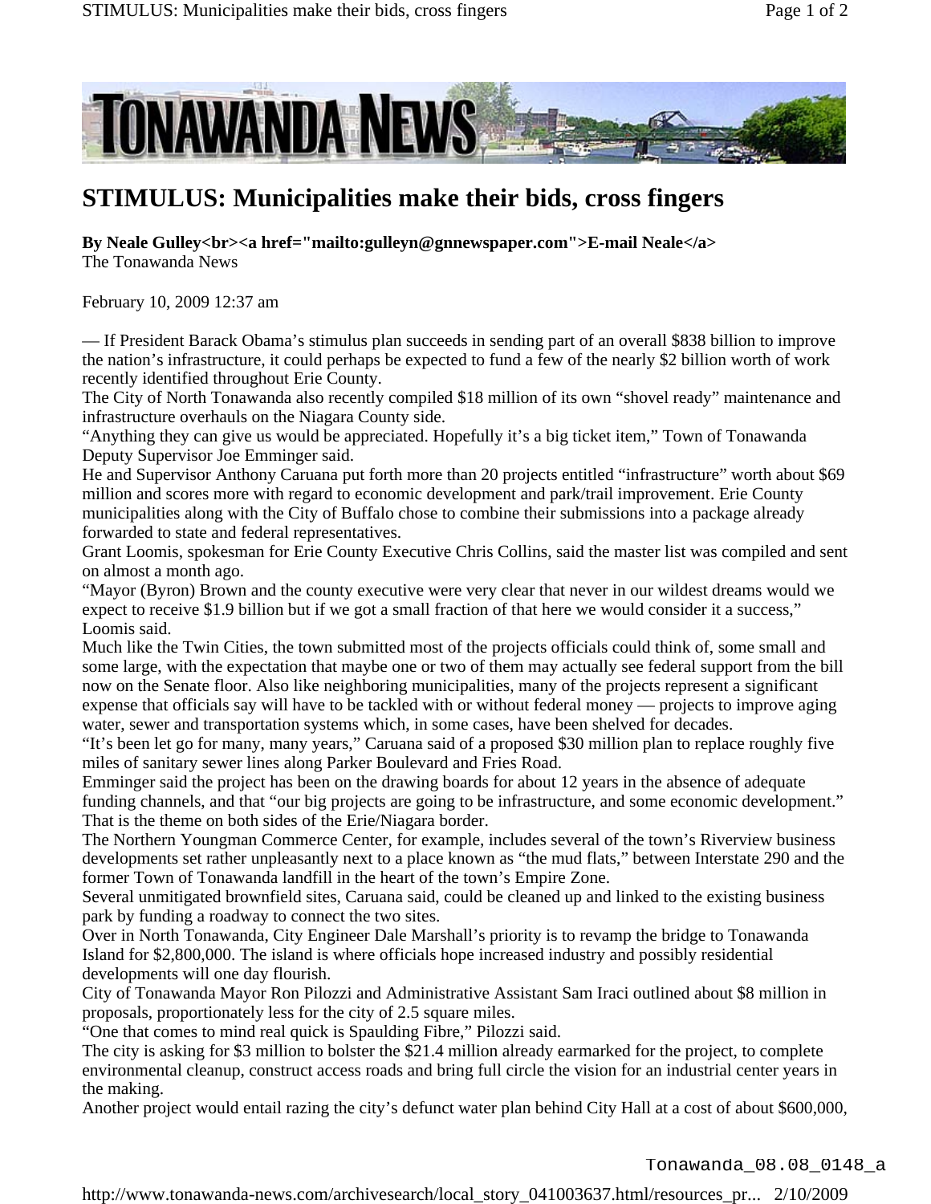# STIMULUS: Municipalities make their bids, cross fingers

**By Neale Gulley<br><a href="mailto:gulleyn@gnnewspaper.com">E-mail Neale</a>**
The Tonawanda News

February 10, 2009 12:37 am

— If President Barack Obama's stimulus plan succeeds in sending part of an overall $838 billion to improve the nation's infrastructure, it could perhaps be expected to fund a few of the nearly $2 billion worth of work recently identified throughout Erie County.

The City of North Tonawanda also recently compiled $18 million of its own "shovel ready" maintenance and infrastructure overhauls on the Niagara County side.

"Anything they can give us would be appreciated. Hopefully it's a big ticket item," Town of Tonawanda Deputy Supervisor Joe Emminger said.

He and Supervisor Anthony Caruana put forth more than 20 projects entitled "infrastructure" worth about $69 million and scores more with regard to economic development and park/trail improvement. Erie County municipalities along with the City of Buffalo chose to combine their submissions into a package already forwarded to state and federal representatives.

Grant Loomis, spokesman for Erie County Executive Chris Collins, said the master list was compiled and sent on almost a month ago.

"Mayor (Byron) Brown and the county executive were very clear that never in our wildest dreams would we expect to receive $1.9 billion but if we got a small fraction of that here we would consider it a success," Loomis said.

Much like the Twin Cities, the town submitted most of the projects officials could think of, some small and some large, with the expectation that maybe one or two of them may actually see federal support from the bill now on the Senate floor. Also like neighboring municipalities, many of the projects represent a significant expense that officials say will have to be tackled with or without federal money — projects to improve aging water, sewer and transportation systems which, in some cases, have been shelved for decades.

"It's been let go for many, many years," Caruana said of a proposed $30 million plan to replace roughly five miles of sanitary sewer lines along Parker Boulevard and Fries Road.

Emminger said the project has been on the drawing boards for about 12 years in the absence of adequate funding channels, and that "our big projects are going to be infrastructure, and some economic development." That is the theme on both sides of the Erie/Niagara border.

The Northern Youngman Commerce Center, for example, includes several of the town's Riverview business developments set rather unpleasantly next to a place known as "the mud flats," between Interstate 290 and the former Town of Tonawanda landfill in the heart of the town's Empire Zone.

Several unmitigated brownfield sites, Caruana said, could be cleaned up and linked to the existing business park by funding a roadway to connect the two sites.

Over in North Tonawanda, City Engineer Dale Marshall's priority is to revamp the bridge to Tonawanda Island for $2,800,000. The island is where officials hope increased industry and possibly residential developments will one day flourish.

City of Tonawanda Mayor Ron Pilozzi and Administrative Assistant Sam Iraci outlined about $8 million in proposals, proportionately less for the city of 2.5 square miles.

"One that comes to mind real quick is Spaulding Fibre," Pilozzi said.

The city is asking for $3 million to bolster the $21.4 million already earmarked for the project, to complete environmental cleanup, construct access roads and bring full circle the vision for an industrial center years in the making.

Another project would entail razing the city's defunct water plan behind City Hall at a cost of about $600,000,

Tonawanda_08.08_0148_a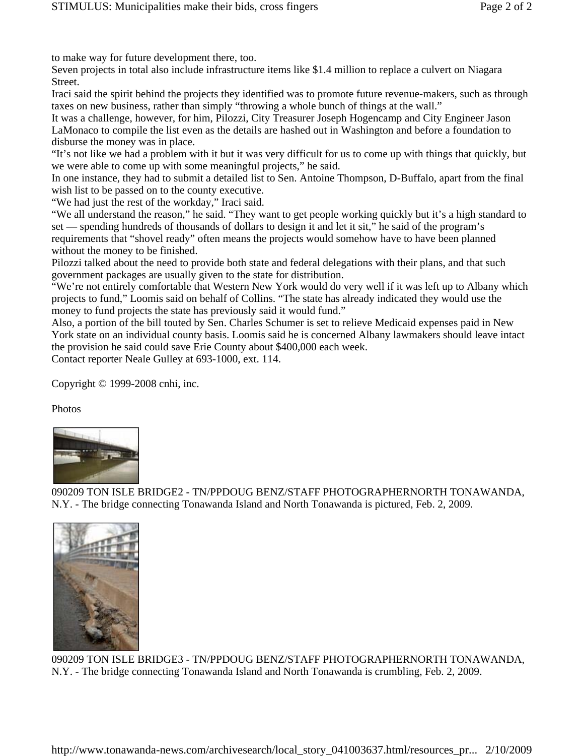to make way for future development there, too.

Seven projects in total also include infrastructure items like $1.4 million to replace a culvert on Niagara Street.

Iraci said the spirit behind the projects they identified was to promote future revenue-makers, such as through taxes on new business, rather than simply "throwing a whole bunch of things at the wall."

It was a challenge, however, for him, Pilozzi, City Treasurer Joseph Hogencamp and City Engineer Jason LaMonaco to compile the list even as the details are hashed out in Washington and before a foundation to disburse the money was in place.

"It's not like we had a problem with it but it was very difficult for us to come up with things that quickly, but we were able to come up with some meaningful projects," he said.

In one instance, they had to submit a detailed list to Sen. Antoine Thompson, D-Buffalo, apart from the final wish list to be passed on to the county executive.

"We had just the rest of the workday," Iraci said.

"We all understand the reason," he said. "They want to get people working quickly but it's a high standard to set — spending hundreds of thousands of dollars to design it and let it sit," he said of the program's requirements that "shovel ready" often means the projects would somehow have to have been planned without the money to be finished.

Pilozzi talked about the need to provide both state and federal delegations with their plans, and that such government packages are usually given to the state for distribution.

"We're not entirely comfortable that Western New York would do very well if it was left up to Albany which projects to fund," Loomis said on behalf of Collins. "The state has already indicated they would use the money to fund projects the state has previously said it would fund."

Also, a portion of the bill touted by Sen. Charles Schumer is set to relieve Medicaid expenses paid in New York state on an individual county basis. Loomis said he is concerned Albany lawmakers should leave intact the provision he said could save Erie County about $400,000 each week.

Contact reporter Neale Gulley at 693-1000, ext. 114.

Copyright © 1999-2008 cnhi, inc.

Photos

090209 TON ISLE BRIDGE2 - TN/PPDOUG BENZ/STAFF PHOTOGRAPHERNORTH TONAWANDA, N.Y. - The bridge connecting Tonawanda Island and North Tonawanda is pictured, Feb. 2, 2009.

090209 TON ISLE BRIDGE3 - TN/PPDOUG BENZ/STAFF PHOTOGRAPHERNORTH TONAWANDA, N.Y. - The bridge connecting Tonawanda Island and North Tonawanda is crumbling, Feb. 2, 2009.